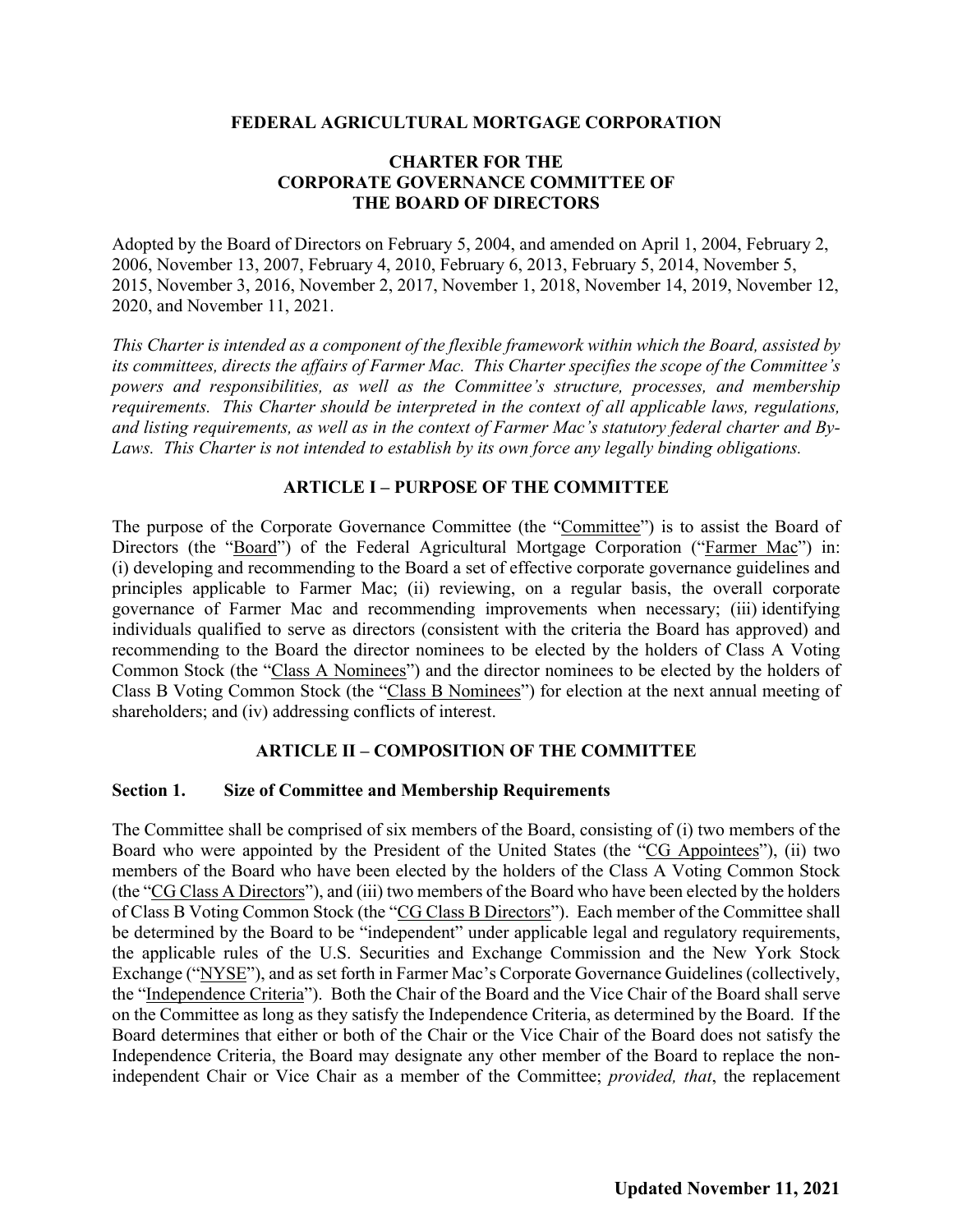**FEDERAL AGRICULTURAL MORTGAGE CORPORATION**

**CHARTER FOR THE CORPORATE GOVERNANCE COMMITTEE OF THE BOARD OF DIRECTORS**

Adopted by the Board of Directors on February 5, 2004, and amended on April 1, 2004, February 2, 2006, November 13, 2007, February 4, 2010, February 6, 2013, February 5, 2014, November 5, 2015, November 3, 2016, November 2, 2017, November 1, 2018, November 14, 2019, November 12, 2020, and November 11, 2021.

*This Charter is intended as a component of the flexible framework within which the Board, assisted by its committees, directs the affairs of Farmer Mac. This Charter specifies the scope of the Committee's powers and responsibilities, as well as the Committee's structure, processes, and membership requirements. This Charter should be interpreted in the context of all applicable laws, regulations, and listing requirements, as well as in the context of Farmer Mac's statutory federal charter and By-Laws. This Charter is not intended to establish by its own force any legally binding obligations.*

## ARTICLE I – PURPOSE OF THE COMMITTEE

The purpose of the Corporate Governance Committee (the "Committee") is to assist the Board of Directors (the "Board") of the Federal Agricultural Mortgage Corporation ("Farmer Mac") in: (i) developing and recommending to the Board a set of effective corporate governance guidelines and principles applicable to Farmer Mac; (ii) reviewing, on a regular basis, the overall corporate governance of Farmer Mac and recommending improvements when necessary; (iii) identifying individuals qualified to serve as directors (consistent with the criteria the Board has approved) and recommending to the Board the director nominees to be elected by the holders of Class A Voting Common Stock (the "Class A Nominees") and the director nominees to be elected by the holders of Class B Voting Common Stock (the "Class B Nominees") for election at the next annual meeting of shareholders; and (iv) addressing conflicts of interest.

## ARTICLE II – COMPOSITION OF THE COMMITTEE

### Section 1. Size of Committee and Membership Requirements

The Committee shall be comprised of six members of the Board, consisting of (i) two members of the Board who were appointed by the President of the United States (the "CG Appointees"), (ii) two members of the Board who have been elected by the holders of the Class A Voting Common Stock (the "CG Class A Directors"), and (iii) two members of the Board who have been elected by the holders of Class B Voting Common Stock (the "CG Class B Directors"). Each member of the Committee shall be determined by the Board to be "independent" under applicable legal and regulatory requirements, the applicable rules of the U.S. Securities and Exchange Commission and the New York Stock Exchange ("NYSE"), and as set forth in Farmer Mac's Corporate Governance Guidelines (collectively, the "Independence Criteria"). Both the Chair of the Board and the Vice Chair of the Board shall serve on the Committee as long as they satisfy the Independence Criteria, as determined by the Board. If the Board determines that either or both of the Chair or the Vice Chair of the Board does not satisfy the Independence Criteria, the Board may designate any other member of the Board to replace the non-independent Chair or Vice Chair as a member of the Committee; *provided, that*, the replacement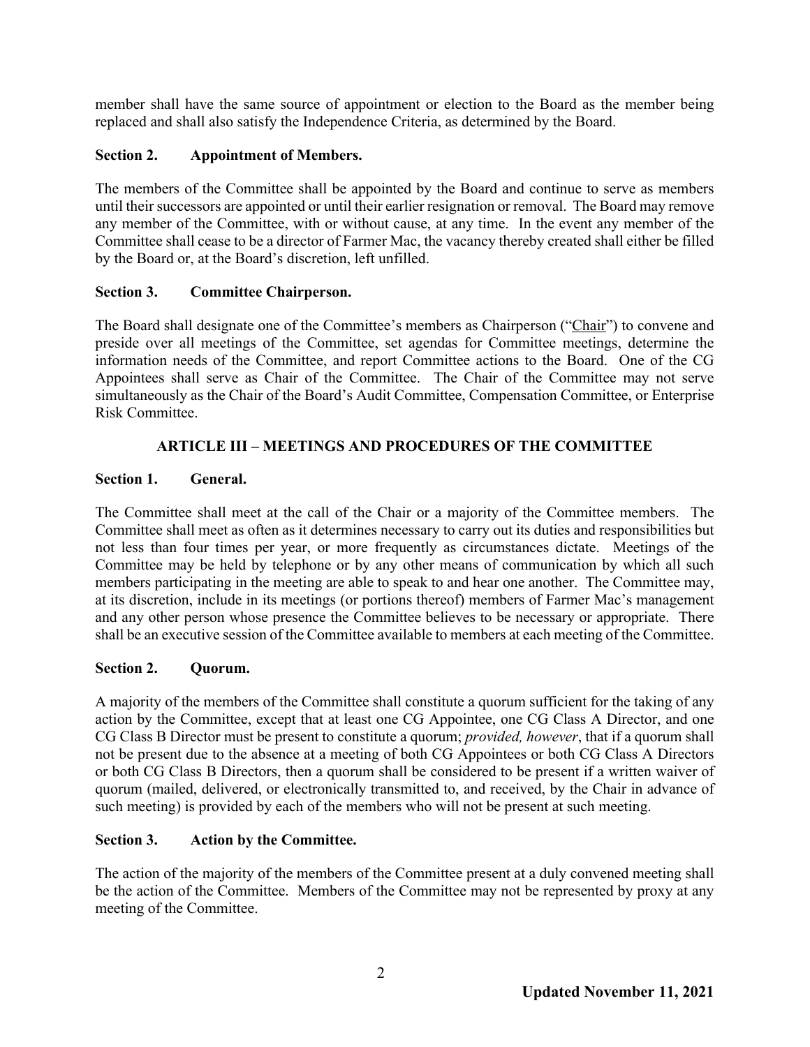member shall have the same source of appointment or election to the Board as the member being replaced and shall also satisfy the Independence Criteria, as determined by the Board.

**Section 2. Appointment of Members.**

The members of the Committee shall be appointed by the Board and continue to serve as members until their successors are appointed or until their earlier resignation or removal. The Board may remove any member of the Committee, with or without cause, at any time. In the event any member of the Committee shall cease to be a director of Farmer Mac, the vacancy thereby created shall either be filled by the Board or, at the Board's discretion, left unfilled.

**Section 3. Committee Chairperson.**

The Board shall designate one of the Committee's members as Chairperson ("Chair") to convene and preside over all meetings of the Committee, set agendas for Committee meetings, determine the information needs of the Committee, and report Committee actions to the Board. One of the CG Appointees shall serve as Chair of the Committee. The Chair of the Committee may not serve simultaneously as the Chair of the Board's Audit Committee, Compensation Committee, or Enterprise Risk Committee.

## ARTICLE III – MEETINGS AND PROCEDURES OF THE COMMITTEE

**Section 1. General.**

The Committee shall meet at the call of the Chair or a majority of the Committee members. The Committee shall meet as often as it determines necessary to carry out its duties and responsibilities but not less than four times per year, or more frequently as circumstances dictate. Meetings of the Committee may be held by telephone or by any other means of communication by which all such members participating in the meeting are able to speak to and hear one another. The Committee may, at its discretion, include in its meetings (or portions thereof) members of Farmer Mac's management and any other person whose presence the Committee believes to be necessary or appropriate. There shall be an executive session of the Committee available to members at each meeting of the Committee.

**Section 2. Quorum.**

A majority of the members of the Committee shall constitute a quorum sufficient for the taking of any action by the Committee, except that at least one CG Appointee, one CG Class A Director, and one CG Class B Director must be present to constitute a quorum; *provided, however*, that if a quorum shall not be present due to the absence at a meeting of both CG Appointees or both CG Class A Directors or both CG Class B Directors, then a quorum shall be considered to be present if a written waiver of quorum (mailed, delivered, or electronically transmitted to, and received, by the Chair in advance of such meeting) is provided by each of the members who will not be present at such meeting.

**Section 3. Action by the Committee.**

The action of the majority of the members of the Committee present at a duly convened meeting shall be the action of the Committee. Members of the Committee may not be represented by proxy at any meeting of the Committee.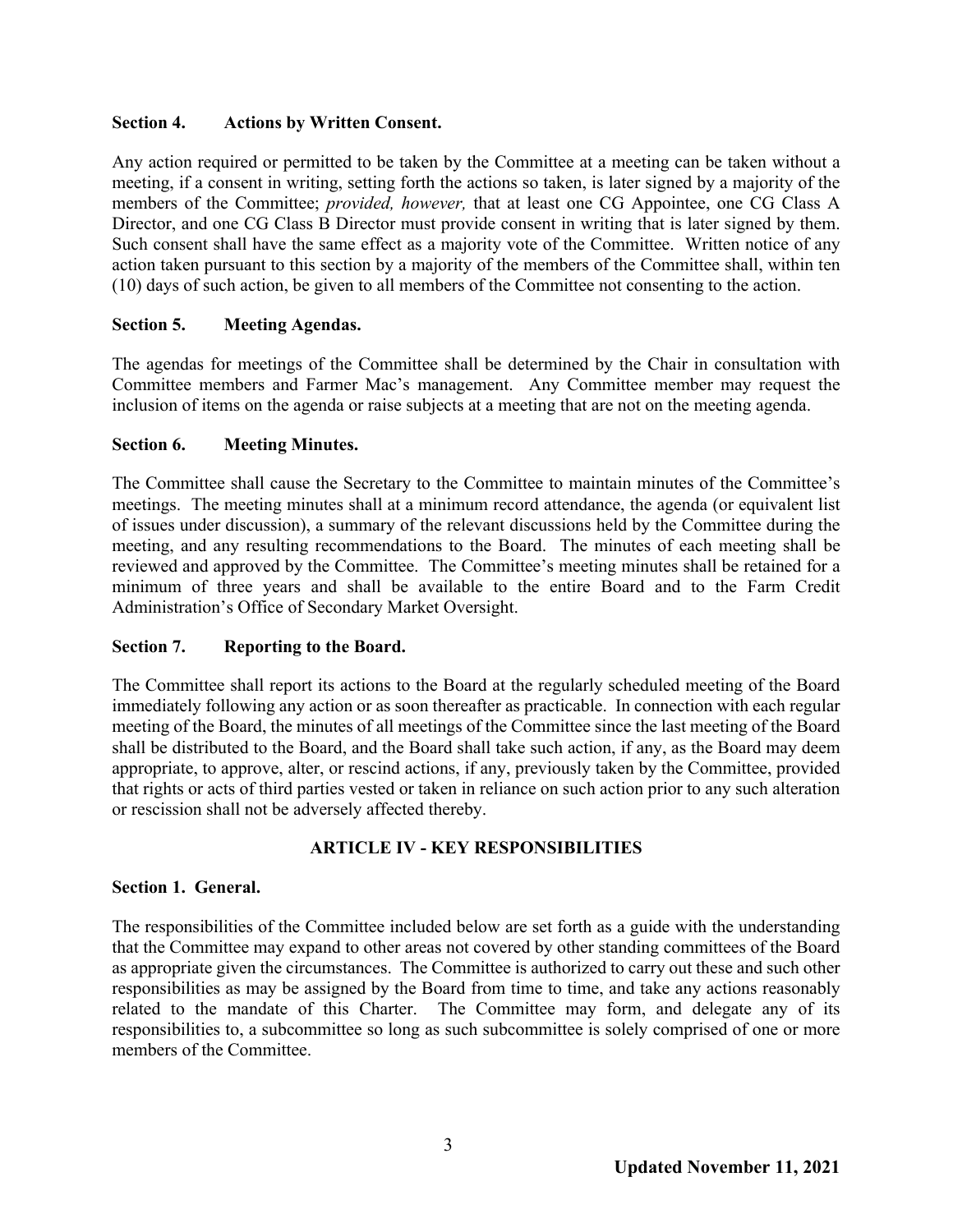**Section 4. Actions by Written Consent.**

Any action required or permitted to be taken by the Committee at a meeting can be taken without a meeting, if a consent in writing, setting forth the actions so taken, is later signed by a majority of the members of the Committee; *provided, however,* that at least one CG Appointee, one CG Class A Director, and one CG Class B Director must provide consent in writing that is later signed by them. Such consent shall have the same effect as a majority vote of the Committee. Written notice of any action taken pursuant to this section by a majority of the members of the Committee shall, within ten (10) days of such action, be given to all members of the Committee not consenting to the action.

**Section 5. Meeting Agendas.**

The agendas for meetings of the Committee shall be determined by the Chair in consultation with Committee members and Farmer Mac's management. Any Committee member may request the inclusion of items on the agenda or raise subjects at a meeting that are not on the meeting agenda.

**Section 6. Meeting Minutes.**

The Committee shall cause the Secretary to the Committee to maintain minutes of the Committee's meetings. The meeting minutes shall at a minimum record attendance, the agenda (or equivalent list of issues under discussion), a summary of the relevant discussions held by the Committee during the meeting, and any resulting recommendations to the Board. The minutes of each meeting shall be reviewed and approved by the Committee. The Committee's meeting minutes shall be retained for a minimum of three years and shall be available to the entire Board and to the Farm Credit Administration's Office of Secondary Market Oversight.

**Section 7. Reporting to the Board.**

The Committee shall report its actions to the Board at the regularly scheduled meeting of the Board immediately following any action or as soon thereafter as practicable. In connection with each regular meeting of the Board, the minutes of all meetings of the Committee since the last meeting of the Board shall be distributed to the Board, and the Board shall take such action, if any, as the Board may deem appropriate, to approve, alter, or rescind actions, if any, previously taken by the Committee, provided that rights or acts of third parties vested or taken in reliance on such action prior to any such alteration or rescission shall not be adversely affected thereby.

## ARTICLE IV - KEY RESPONSIBILITIES

**Section 1. General.**

The responsibilities of the Committee included below are set forth as a guide with the understanding that the Committee may expand to other areas not covered by other standing committees of the Board as appropriate given the circumstances. The Committee is authorized to carry out these and such other responsibilities as may be assigned by the Board from time to time, and take any actions reasonably related to the mandate of this Charter. The Committee may form, and delegate any of its responsibilities to, a subcommittee so long as such subcommittee is solely comprised of one or more members of the Committee.

**Updated November 11, 2021**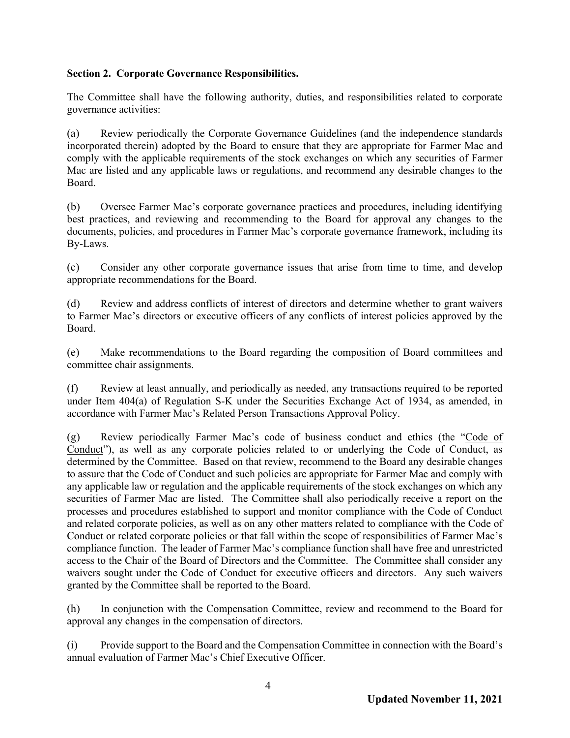**Section 2. Corporate Governance Responsibilities.**

The Committee shall have the following authority, duties, and responsibilities related to corporate governance activities:

(a) Review periodically the Corporate Governance Guidelines (and the independence standards incorporated therein) adopted by the Board to ensure that they are appropriate for Farmer Mac and comply with the applicable requirements of the stock exchanges on which any securities of Farmer Mac are listed and any applicable laws or regulations, and recommend any desirable changes to the Board.

(b) Oversee Farmer Mac's corporate governance practices and procedures, including identifying best practices, and reviewing and recommending to the Board for approval any changes to the documents, policies, and procedures in Farmer Mac's corporate governance framework, including its By-Laws.

(c) Consider any other corporate governance issues that arise from time to time, and develop appropriate recommendations for the Board.

(d) Review and address conflicts of interest of directors and determine whether to grant waivers to Farmer Mac's directors or executive officers of any conflicts of interest policies approved by the Board.

(e) Make recommendations to the Board regarding the composition of Board committees and committee chair assignments.

(f) Review at least annually, and periodically as needed, any transactions required to be reported under Item 404(a) of Regulation S-K under the Securities Exchange Act of 1934, as amended, in accordance with Farmer Mac's Related Person Transactions Approval Policy.

(g) Review periodically Farmer Mac's code of business conduct and ethics (the "Code of Conduct"), as well as any corporate policies related to or underlying the Code of Conduct, as determined by the Committee. Based on that review, recommend to the Board any desirable changes to assure that the Code of Conduct and such policies are appropriate for Farmer Mac and comply with any applicable law or regulation and the applicable requirements of the stock exchanges on which any securities of Farmer Mac are listed. The Committee shall also periodically receive a report on the processes and procedures established to support and monitor compliance with the Code of Conduct and related corporate policies, as well as on any other matters related to compliance with the Code of Conduct or related corporate policies or that fall within the scope of responsibilities of Farmer Mac's compliance function. The leader of Farmer Mac's compliance function shall have free and unrestricted access to the Chair of the Board of Directors and the Committee. The Committee shall consider any waivers sought under the Code of Conduct for executive officers and directors. Any such waivers granted by the Committee shall be reported to the Board.

(h) In conjunction with the Compensation Committee, review and recommend to the Board for approval any changes in the compensation of directors.

(i) Provide support to the Board and the Compensation Committee in connection with the Board's annual evaluation of Farmer Mac's Chief Executive Officer.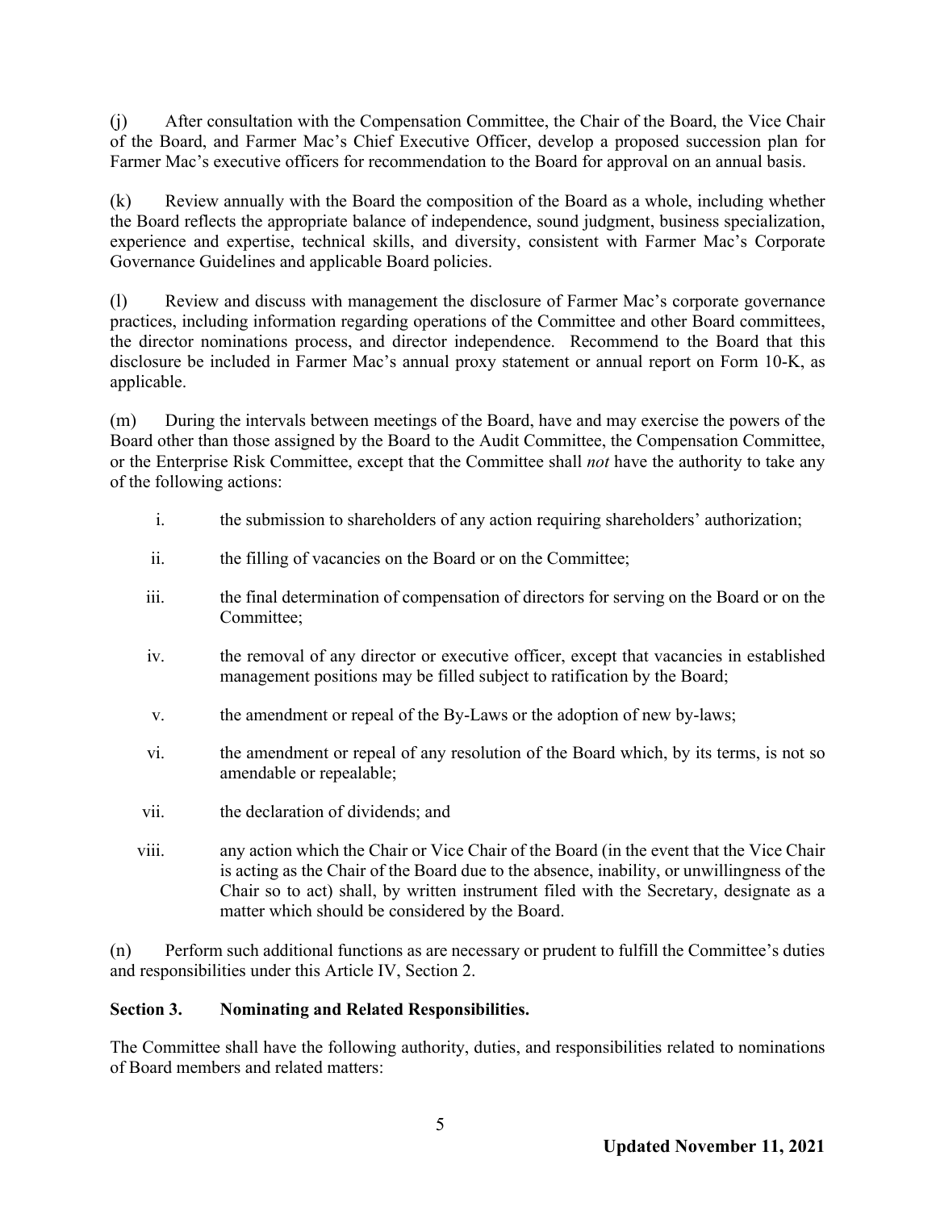(j) After consultation with the Compensation Committee, the Chair of the Board, the Vice Chair of the Board, and Farmer Mac's Chief Executive Officer, develop a proposed succession plan for Farmer Mac's executive officers for recommendation to the Board for approval on an annual basis.

(k) Review annually with the Board the composition of the Board as a whole, including whether the Board reflects the appropriate balance of independence, sound judgment, business specialization, experience and expertise, technical skills, and diversity, consistent with Farmer Mac's Corporate Governance Guidelines and applicable Board policies.

(l) Review and discuss with management the disclosure of Farmer Mac's corporate governance practices, including information regarding operations of the Committee and other Board committees, the director nominations process, and director independence. Recommend to the Board that this disclosure be included in Farmer Mac's annual proxy statement or annual report on Form 10-K, as applicable.

(m) During the intervals between meetings of the Board, have and may exercise the powers of the Board other than those assigned by the Board to the Audit Committee, the Compensation Committee, or the Enterprise Risk Committee, except that the Committee shall *not* have the authority to take any of the following actions:

i. the submission to shareholders of any action requiring shareholders' authorization;

ii. the filling of vacancies on the Board or on the Committee;

iii. the final determination of compensation of directors for serving on the Board or on the Committee;

iv. the removal of any director or executive officer, except that vacancies in established management positions may be filled subject to ratification by the Board;

v. the amendment or repeal of the By-Laws or the adoption of new by-laws;

vi. the amendment or repeal of any resolution of the Board which, by its terms, is not so amendable or repealable;

vii. the declaration of dividends; and

viii. any action which the Chair or Vice Chair of the Board (in the event that the Vice Chair is acting as the Chair of the Board due to the absence, inability, or unwillingness of the Chair so to act) shall, by written instrument filed with the Secretary, designate as a matter which should be considered by the Board.

(n) Perform such additional functions as are necessary or prudent to fulfill the Committee's duties and responsibilities under this Article IV, Section 2.

**Section 3. Nominating and Related Responsibilities.**

The Committee shall have the following authority, duties, and responsibilities related to nominations of Board members and related matters: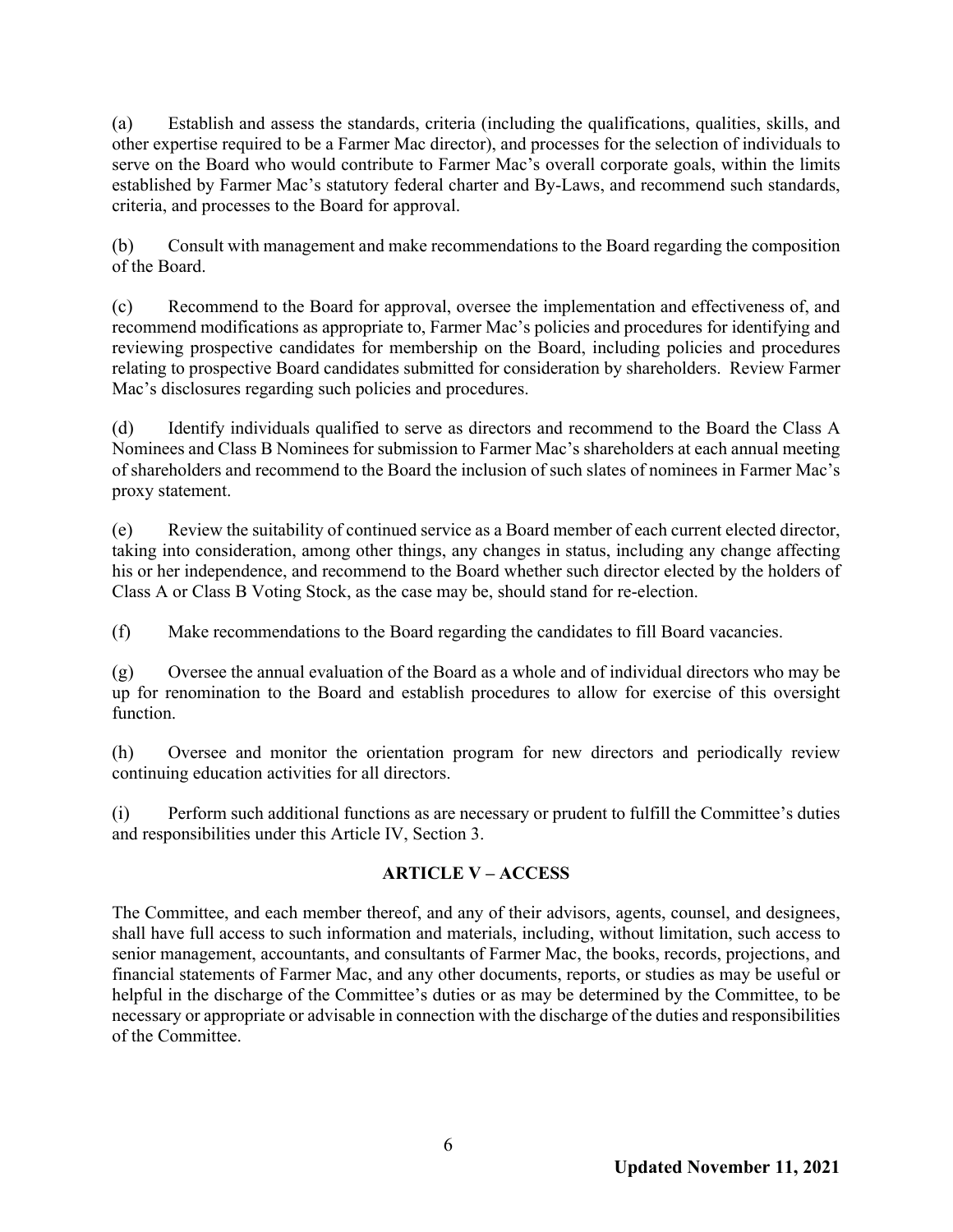(a) Establish and assess the standards, criteria (including the qualifications, qualities, skills, and other expertise required to be a Farmer Mac director), and processes for the selection of individuals to serve on the Board who would contribute to Farmer Mac's overall corporate goals, within the limits established by Farmer Mac's statutory federal charter and By-Laws, and recommend such standards, criteria, and processes to the Board for approval.

(b) Consult with management and make recommendations to the Board regarding the composition of the Board.

(c) Recommend to the Board for approval, oversee the implementation and effectiveness of, and recommend modifications as appropriate to, Farmer Mac's policies and procedures for identifying and reviewing prospective candidates for membership on the Board, including policies and procedures relating to prospective Board candidates submitted for consideration by shareholders. Review Farmer Mac's disclosures regarding such policies and procedures.

(d) Identify individuals qualified to serve as directors and recommend to the Board the Class A Nominees and Class B Nominees for submission to Farmer Mac's shareholders at each annual meeting of shareholders and recommend to the Board the inclusion of such slates of nominees in Farmer Mac's proxy statement.

(e) Review the suitability of continued service as a Board member of each current elected director, taking into consideration, among other things, any changes in status, including any change affecting his or her independence, and recommend to the Board whether such director elected by the holders of Class A or Class B Voting Stock, as the case may be, should stand for re-election.

(f) Make recommendations to the Board regarding the candidates to fill Board vacancies.

(g) Oversee the annual evaluation of the Board as a whole and of individual directors who may be up for renomination to the Board and establish procedures to allow for exercise of this oversight function.

(h) Oversee and monitor the orientation program for new directors and periodically review continuing education activities for all directors.

(i) Perform such additional functions as are necessary or prudent to fulfill the Committee's duties and responsibilities under this Article IV, Section 3.

## ARTICLE V – ACCESS

The Committee, and each member thereof, and any of their advisors, agents, counsel, and designees, shall have full access to such information and materials, including, without limitation, such access to senior management, accountants, and consultants of Farmer Mac, the books, records, projections, and financial statements of Farmer Mac, and any other documents, reports, or studies as may be useful or helpful in the discharge of the Committee's duties or as may be determined by the Committee, to be necessary or appropriate or advisable in connection with the discharge of the duties and responsibilities of the Committee.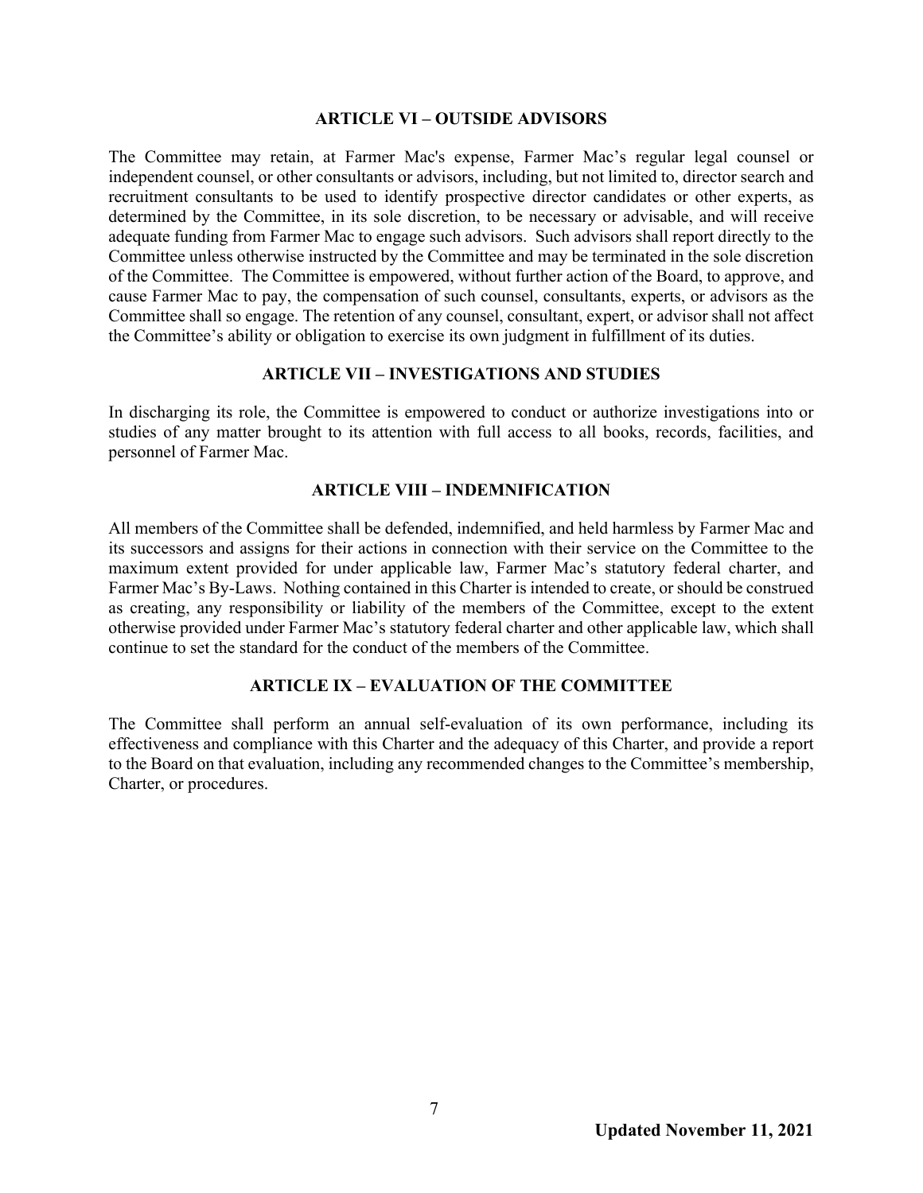## ARTICLE VI – OUTSIDE ADVISORS

The Committee may retain, at Farmer Mac's expense, Farmer Mac's regular legal counsel or independent counsel, or other consultants or advisors, including, but not limited to, director search and recruitment consultants to be used to identify prospective director candidates or other experts, as determined by the Committee, in its sole discretion, to be necessary or advisable, and will receive adequate funding from Farmer Mac to engage such advisors. Such advisors shall report directly to the Committee unless otherwise instructed by the Committee and may be terminated in the sole discretion of the Committee. The Committee is empowered, without further action of the Board, to approve, and cause Farmer Mac to pay, the compensation of such counsel, consultants, experts, or advisors as the Committee shall so engage. The retention of any counsel, consultant, expert, or advisor shall not affect the Committee's ability or obligation to exercise its own judgment in fulfillment of its duties.

## ARTICLE VII – INVESTIGATIONS AND STUDIES

In discharging its role, the Committee is empowered to conduct or authorize investigations into or studies of any matter brought to its attention with full access to all books, records, facilities, and personnel of Farmer Mac.

## ARTICLE VIII – INDEMNIFICATION

All members of the Committee shall be defended, indemnified, and held harmless by Farmer Mac and its successors and assigns for their actions in connection with their service on the Committee to the maximum extent provided for under applicable law, Farmer Mac's statutory federal charter, and Farmer Mac's By-Laws. Nothing contained in this Charter is intended to create, or should be construed as creating, any responsibility or liability of the members of the Committee, except to the extent otherwise provided under Farmer Mac's statutory federal charter and other applicable law, which shall continue to set the standard for the conduct of the members of the Committee.

## ARTICLE IX – EVALUATION OF THE COMMITTEE

The Committee shall perform an annual self-evaluation of its own performance, including its effectiveness and compliance with this Charter and the adequacy of this Charter, and provide a report to the Board on that evaluation, including any recommended changes to the Committee's membership, Charter, or procedures.

**Updated November 11, 2021**